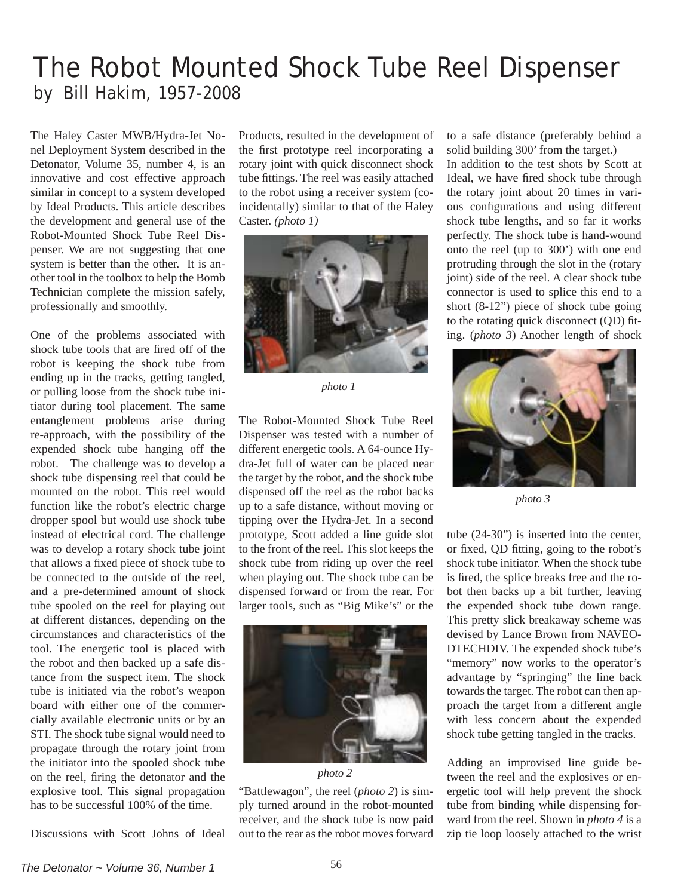# The Robot Mounted Shock Tube Reel Dispenser

by Bill Hakim, 1957-2008

The Haley Caster MWB/Hydra-Jet Nonel Deployment System described in the Detonator, Volume 35, number 4, is an innovative and cost effective approach similar in concept to a system developed by Ideal Products. This article describes the development and general use of the Robot-Mounted Shock Tube Reel Dispenser. We are not suggesting that one system is better than the other. It is another tool in the toolbox to help the Bomb Technician complete the mission safely, professionally and smoothly.

One of the problems associated with shock tube tools that are fired off of the robot is keeping the shock tube from ending up in the tracks, getting tangled, or pulling loose from the shock tube initiator during tool placement. The same entanglement problems arise during re-approach, with the possibility of the expended shock tube hanging off the robot. The challenge was to develop a shock tube dispensing reel that could be mounted on the robot. This reel would function like the robot's electric charge dropper spool but would use shock tube instead of electrical cord. The challenge was to develop a rotary shock tube joint that allows a fixed piece of shock tube to be connected to the outside of the reel, and a pre-determined amount of shock tube spooled on the reel for playing out at different distances, depending on the circumstances and characteristics of the tool. The energetic tool is placed with the robot and then backed up a safe distance from the suspect item. The shock tube is initiated via the robot's weapon board with either one of the commercially available electronic units or by an STI. The shock tube signal would need to propagate through the rotary joint from the initiator into the spooled shock tube on the reel, firing the detonator and the explosive tool. This signal propagation has to be successful 100% of the time.

Discussions with Scott Johns of Ideal Products, resulted in the development of the first prototype reel incorporating a rotary joint with quick disconnect shock tube fittings. The reel was easily attached to the robot using a receiver system (coincidentally) similar to that of the Haley Caster. *(photo 1)*

*photo 1*

The Robot-Mounted Shock Tube Reel Dispenser was tested with a number of different energetic tools. A 64-ounce Hydra-Jet full of water can be placed near the target by the robot, and the shock tube dispensed off the reel as the robot backs up to a safe distance, without moving or tipping over the Hydra-Jet. In a second prototype, Scott added a line guide slot to the front of the reel. This slot keeps the shock tube from riding up over the reel when playing out. The shock tube can be dispensed forward or from the rear. For larger tools, such as "Big Mike's" or the "Battlewagon", the reel (*photo 2*) is simply turned around in the robot-mounted receiver, and the shock tube is now paid out to the rear as the robot moves forward to a safe distance (preferably behind a solid building 300' from the target.)

*photo 2*

In addition to the test shots by Scott at Ideal, we have fired shock tube through the rotary joint about 20 times in various configurations and using different shock tube lengths, and so far it works perfectly. The shock tube is hand-wound onto the reel (up to 300') with one end protruding through the slot in the (rotary joint) side of the reel. A clear shock tube connector is used to splice this end to a short (8-12") piece of shock tube going to the rotating quick disconnect (QD) fitting. (*photo 3*) Another length of shock tube (24-30") is inserted into the center, or fixed, QD fitting, going to the robot's shock tube initiator. When the shock tube is fired, the splice breaks free and the robot then backs up a bit further, leaving the expended shock tube down range. This pretty slick breakaway scheme was devised by Lance Brown from NAVEODTECHDIV. The expended shock tube's "memory" now works to the operator's advantage by "springing" the line back towards the target. The robot can then approach the target from a different angle with less concern about the expended shock tube getting tangled in the tracks.

*photo 3*

Adding an improvised line guide between the reel and the explosives or energetic tool will help prevent the shock tube from binding while dispensing forward from the reel. Shown in *photo 4* is a zip tie loop loosely attached to the wrist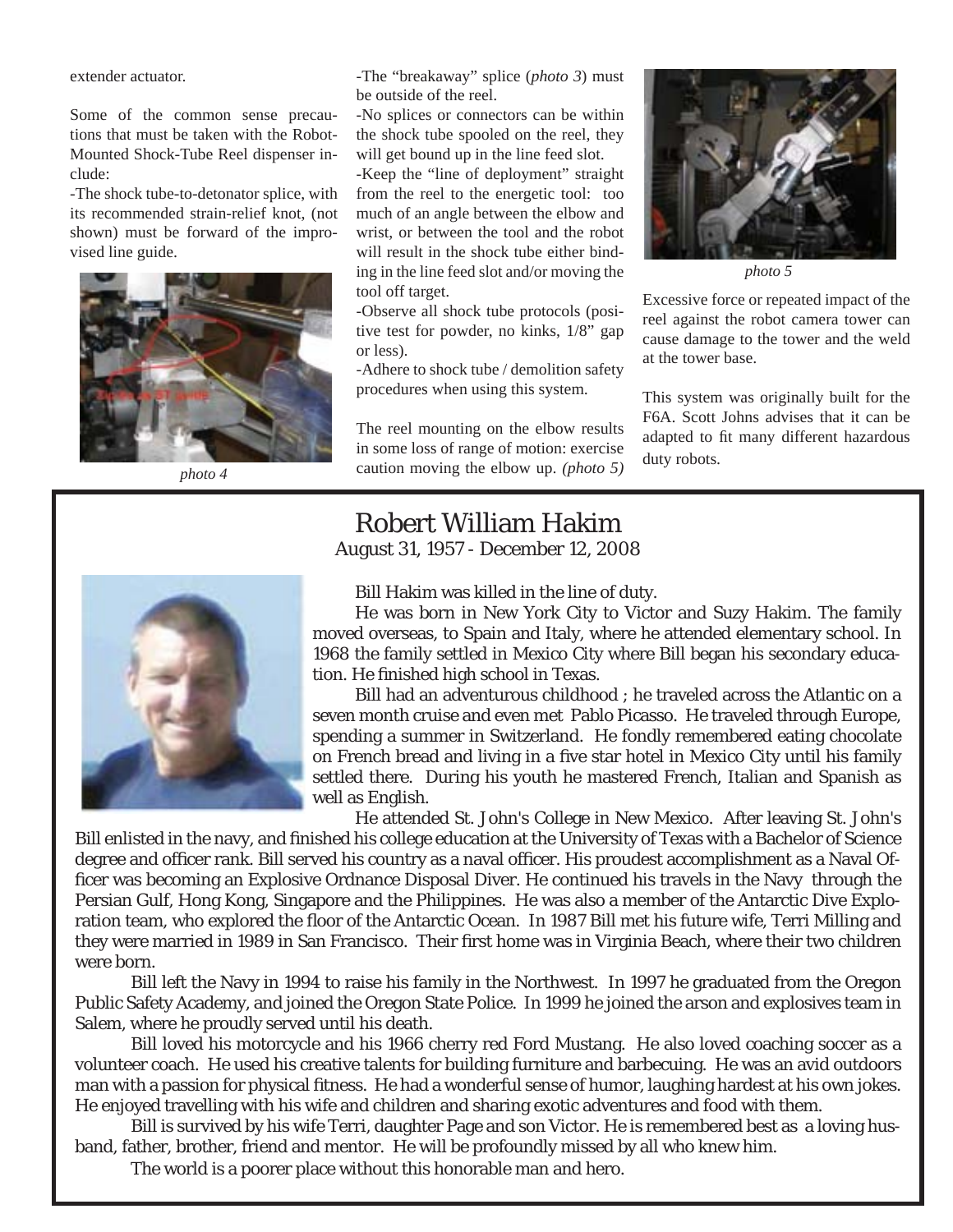extender actuator.

Some of the common sense precautions that must be taken with the Robot-Mounted Shock-Tube Reel dispenser include:

-The shock tube-to-detonator splice, with its recommended strain-relief knot, (not shown) must be forward of the improvised line guide.

*photo 4*

-The "breakaway" splice (*photo 3*) must be outside of the reel.

-No splices or connectors can be within the shock tube spooled on the reel, they will get bound up in the line feed slot.

-Keep the "line of deployment" straight from the reel to the energetic tool: too much of an angle between the elbow and wrist, or between the tool and the robot will result in the shock tube either binding in the line feed slot and/or moving the tool off target.

-Observe all shock tube protocols (positive test for powder, no kinks, 1/8" gap or less).

-Adhere to shock tube / demolition safety procedures when using this system.

The reel mounting on the elbow results in some loss of range of motion: exercise caution moving the elbow up. *(photo 5)*

*photo 5*

Excessive force or repeated impact of the reel against the robot camera tower can cause damage to the tower and the weld at the tower base.

This system was originally built for the F6A. Scott Johns advises that it can be adapted to fit many different hazardous duty robots.

## Robert William Hakim

August 31, 1957 - December 12, 2008

Bill Hakim was killed in the line of duty.

He was born in New York City to Victor and Suzy Hakim. The family moved overseas, to Spain and Italy, where he attended elementary school. In 1968 the family settled in Mexico City where Bill began his secondary education. He finished high school in Texas.

Bill had an adventurous childhood ; he traveled across the Atlantic on a seven month cruise and even met Pablo Picasso. He traveled through Europe, spending a summer in Switzerland. He fondly remembered eating chocolate on French bread and living in a five star hotel in Mexico City until his family settled there. During his youth he mastered French, Italian and Spanish as well as English.

He attended St. John's College in New Mexico. After leaving St. John's Bill enlisted in the navy, and finished his college education at the University of Texas with a Bachelor of Science degree and officer rank. Bill served his country as a naval officer. His proudest accomplishment as a Naval Officer was becoming an Explosive Ordnance Disposal Diver. He continued his travels in the Navy through the Persian Gulf, Hong Kong, Singapore and the Philippines. He was also a member of the Antarctic Dive Exploration team, who explored the floor of the Antarctic Ocean. In 1987 Bill met his future wife, Terri Milling and they were married in 1989 in San Francisco. Their first home was in Virginia Beach, where their two children were born.

Bill left the Navy in 1994 to raise his family in the Northwest. In 1997 he graduated from the Oregon Public Safety Academy, and joined the Oregon State Police. In 1999 he joined the arson and explosives team in Salem, where he proudly served until his death.

Bill loved his motorcycle and his 1966 cherry red Ford Mustang. He also loved coaching soccer as a volunteer coach. He used his creative talents for building furniture and barbecuing. He was an avid outdoors man with a passion for physical fitness. He had a wonderful sense of humor, laughing hardest at his own jokes. He enjoyed travelling with his wife and children and sharing exotic adventures and food with them.

Bill is survived by his wife Terri, daughter Page and son Victor. He is remembered best as a loving husband, father, brother, friend and mentor. He will be profoundly missed by all who knew him.

The world is a poorer place without this honorable man and hero.